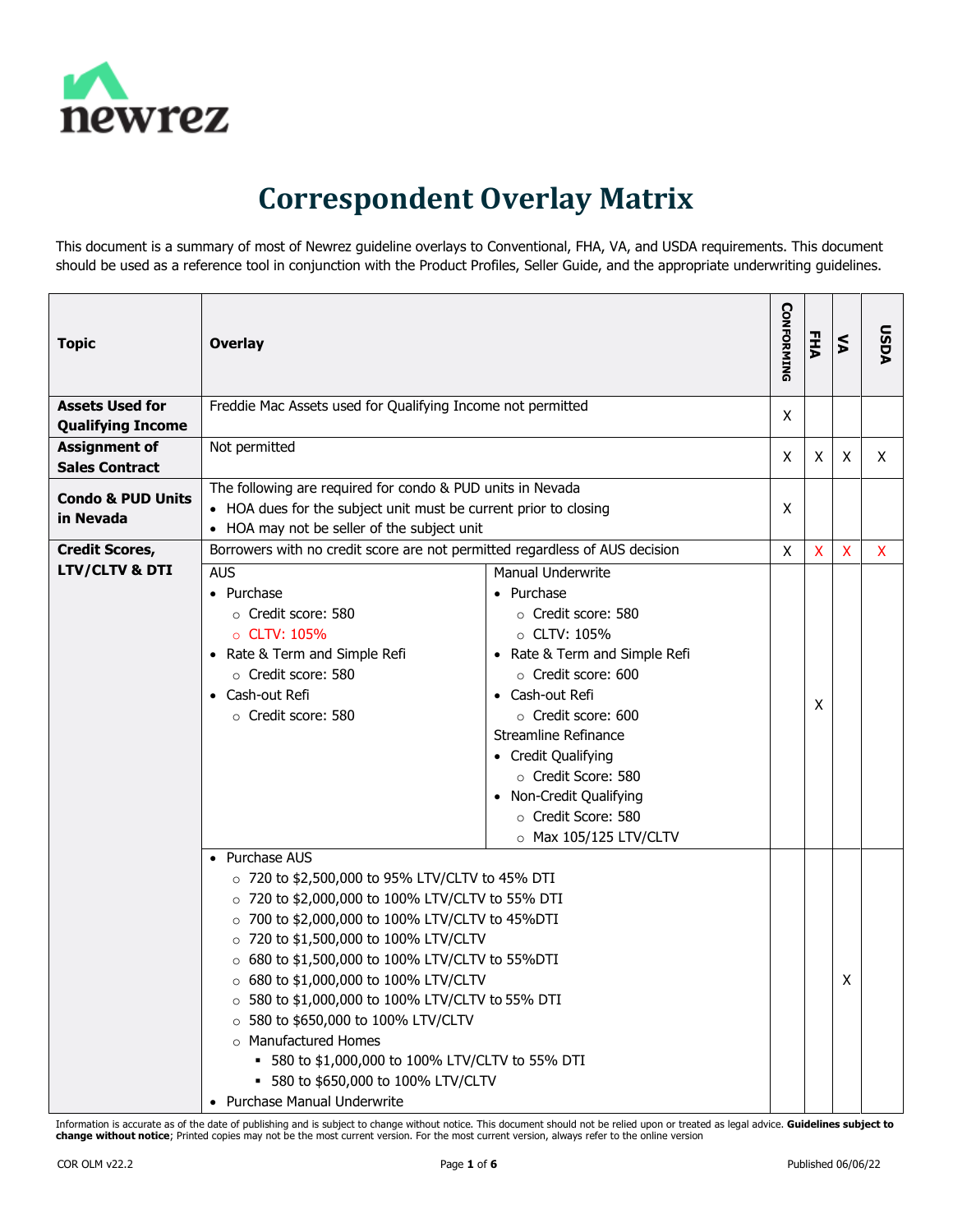# Correspondent Overlay Matrix

This document is a summary of most of Newrez guideline overlays to Conventional, FHA, VA, and USDA requirements. This document should be used as a reference tool in conjunction with the Product Profiles, Seller Guide, and the appropriate underwriting guidelines.

| Topic | Overlay | | CONFORMING | FHA | VA | USDA |
|---|---|---|---|---|---|---|
| **Assets Used for Qualifying Income** | Freddie Mac Assets used for Qualifying Income not permitted | | X | | | |
| **Assignment of Sales Contract** | Not permitted | | X | X | X | X |
| **Condo & PUD Units in Nevada** | The following are required for condo & PUD units in Nevada<br>• HOA dues for the subject unit must be current prior to closing<br>• HOA may not be seller of the subject unit | | X | | | |
| **Credit Scores, LTV/CLTV & DTI** | Borrowers with no credit score are not permitted regardless of AUS decision | | X | X | X | X |
| | AUS<br>• Purchase<br>  ○ Credit score: 580<br>  ○ CLTV: 105%<br>• Rate & Term and Simple Refi<br>  ○ Credit score: 580<br>• Cash-out Refi<br>  ○ Credit score: 580 | Manual Underwrite<br>• Purchase<br>  ○ Credit score: 580<br>  ○ CLTV: 105%<br>• Rate & Term and Simple Refi<br>  ○ Credit score: 600<br>• Cash-out Refi<br>  ○ Credit score: 600<br>Streamline Refinance<br>• Credit Qualifying<br>  ○ Credit Score: 580<br>• Non-Credit Qualifying<br>  ○ Credit Score: 580<br>  ○ Max 105/125 LTV/CLTV | | X | | |
| | • Purchase AUS<br>  ○ 720 to $2,500,000 to 95% LTV/CLTV to 45% DTI<br>  ○ 720 to $2,000,000 to 100% LTV/CLTV to 55% DTI<br>  ○ 700 to $2,000,000 to 100% LTV/CLTV to 45%DTI<br>  ○ 720 to $1,500,000 to 100% LTV/CLTV<br>  ○ 680 to $1,500,000 to 100% LTV/CLTV to 55%DTI<br>  ○ 680 to $1,000,000 to 100% LTV/CLTV<br>  ○ 580 to $1,000,000 to 100% LTV/CLTV to 55% DTI<br>  ○ 580 to $650,000 to 100% LTV/CLTV<br>  ○ Manufactured Homes<br>    ▪ 580 to $1,000,000 to 100% LTV/CLTV to 55% DTI<br>    ▪ 580 to $650,000 to 100% LTV/CLTV<br>• Purchase Manual Underwrite | | | | X | |

Information is accurate as of the date of publishing and is subject to change without notice. This document should not be relied upon or treated as legal advice. **Guidelines subject to change without notice**; Printed copies may not be the most current version. For the most current version, always refer to the online version

COR OLM v22.2 — Published 06/06/22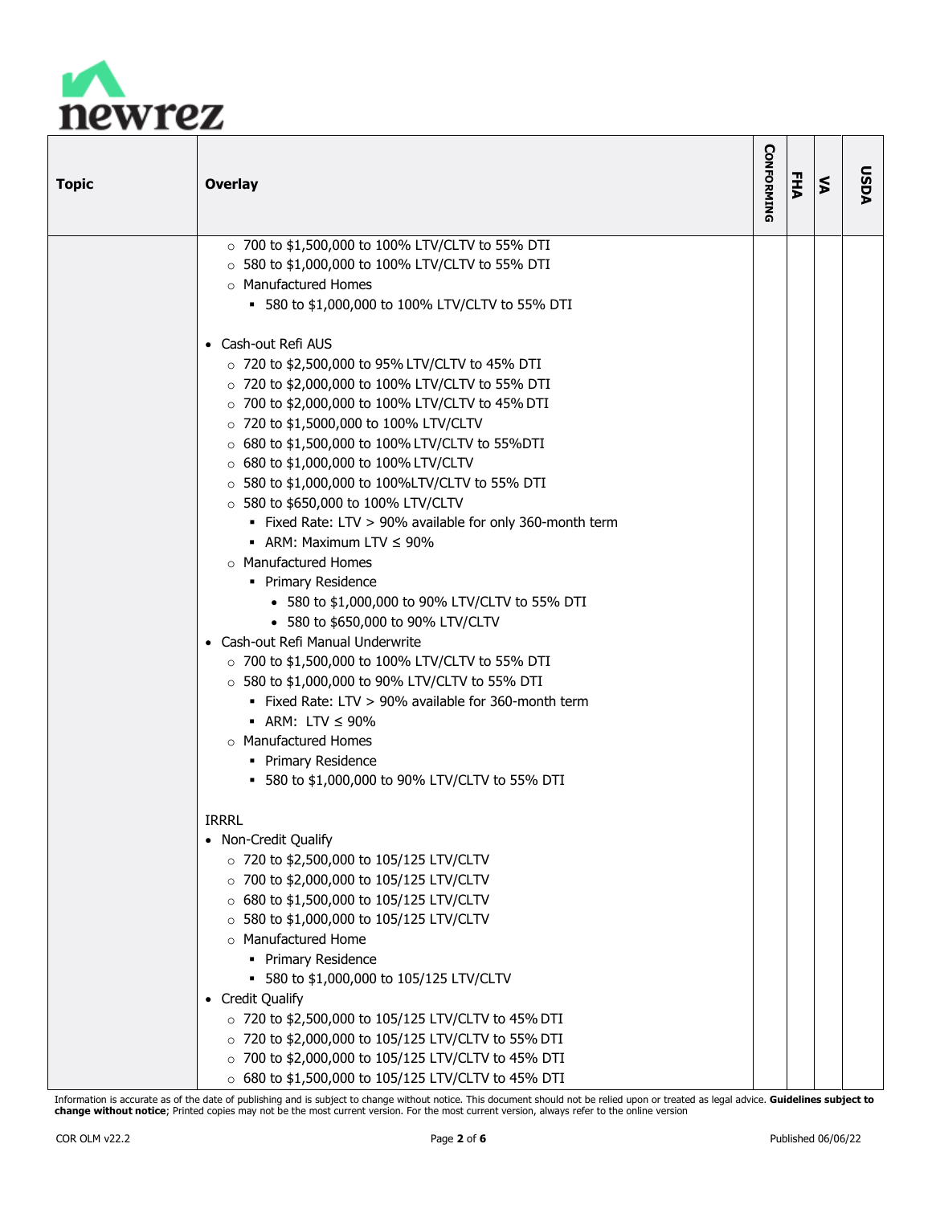| Topic | Overlay | CONFORMING | FHA | VA | USDA |
|---|---|---|---|---|---|
| | ○ 700 to $1,500,000 to 100% LTV/CLTV to 55% DTI<br>○ 580 to $1,000,000 to 100% LTV/CLTV to 55% DTI<br>○ Manufactured Homes<br>▪ 580 to $1,000,000 to 100% LTV/CLTV to 55% DTI<br><br>• Cash-out Refi AUS<br>○ 720 to $2,500,000 to 95% LTV/CLTV to 45% DTI<br>○ 720 to $2,000,000 to 100% LTV/CLTV to 55% DTI<br>○ 700 to $2,000,000 to 100% LTV/CLTV to 45% DTI<br>○ 720 to $1,5000,000 to 100% LTV/CLTV<br>○ 680 to $1,500,000 to 100% LTV/CLTV to 55%DTI<br>○ 680 to $1,000,000 to 100% LTV/CLTV<br>○ 580 to $1,000,000 to 100%LTV/CLTV to 55% DTI<br>○ 580 to $650,000 to 100% LTV/CLTV<br>▪ Fixed Rate: LTV > 90% available for only 360-month term<br>▪ ARM: Maximum LTV ≤ 90%<br>○ Manufactured Homes<br>▪ Primary Residence<br>• 580 to $1,000,000 to 90% LTV/CLTV to 55% DTI<br>• 580 to $650,000 to 90% LTV/CLTV<br>• Cash-out Refi Manual Underwrite<br>○ 700 to $1,500,000 to 100% LTV/CLTV to 55% DTI<br>○ 580 to $1,000,000 to 90% LTV/CLTV to 55% DTI<br>▪ Fixed Rate: LTV > 90% available for 360-month term<br>▪ ARM: LTV ≤ 90%<br>○ Manufactured Homes<br>▪ Primary Residence<br>▪ 580 to $1,000,000 to 90% LTV/CLTV to 55% DTI<br><br>IRRRL<br>• Non-Credit Qualify<br>○ 720 to $2,500,000 to 105/125 LTV/CLTV<br>○ 700 to $2,000,000 to 105/125 LTV/CLTV<br>○ 680 to $1,500,000 to 105/125 LTV/CLTV<br>○ 580 to $1,000,000 to 105/125 LTV/CLTV<br>○ Manufactured Home<br>▪ Primary Residence<br>▪ 580 to $1,000,000 to 105/125 LTV/CLTV<br>• Credit Qualify<br>○ 720 to $2,500,000 to 105/125 LTV/CLTV to 45% DTI<br>○ 720 to $2,000,000 to 105/125 LTV/CLTV to 55% DTI<br>○ 700 to $2,000,000 to 105/125 LTV/CLTV to 45% DTI<br>○ 680 to $1,500,000 to 105/125 LTV/CLTV to 45% DTI | | | | |

Information is accurate as of the date of publishing and is subject to change without notice. This document should not be relied upon or treated as legal advice. **Guidelines subject to change without notice**; Printed copies may not be the most current version. For the most current version, always refer to the online version

COR OLM v22.2 | Published 06/06/22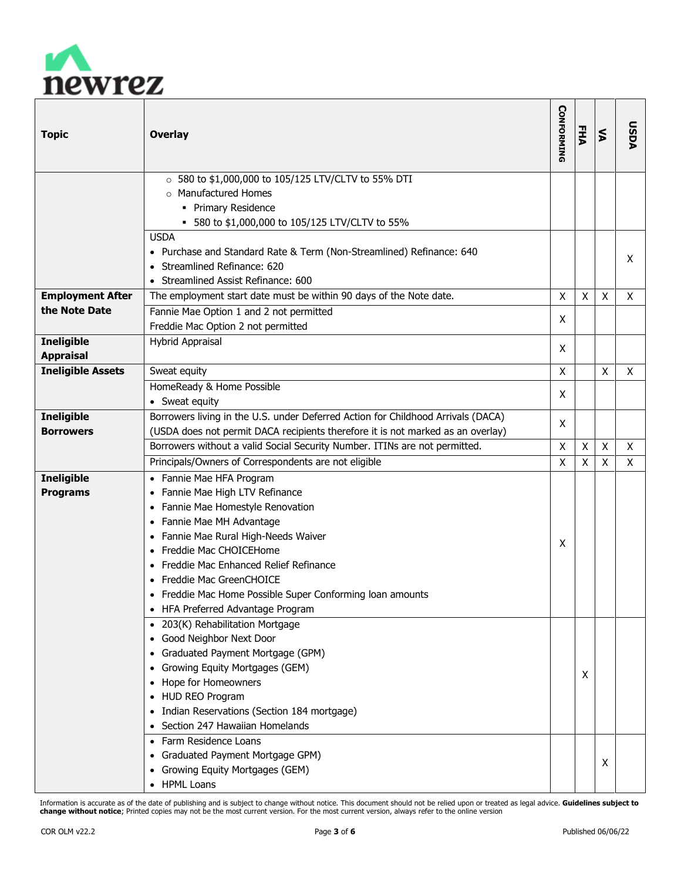| Topic | Overlay | CONFORMING | FHA | VA | USDA |
|---|---|---|---|---|---|
| | ○ 580 to $1,000,000 to 105/125 LTV/CLTV to 55% DTI<br>○ Manufactured Homes<br>▪ Primary Residence<br>▪ 580 to $1,000,000 to 105/125 LTV/CLTV to 55% | | | | |
| | USDA<br>• Purchase and Standard Rate & Term (Non-Streamlined) Refinance: 640<br>• Streamlined Refinance: 620<br>• Streamlined Assist Refinance: 600 | | | | X |
| **Employment After the Note Date** | The employment start date must be within 90 days of the Note date. | X | X | X | X |
| | Fannie Mae Option 1 and 2 not permitted<br>Freddie Mac Option 2 not permitted | X | | | |
| **Ineligible Appraisal** | Hybrid Appraisal | X | | | |
| **Ineligible Assets** | Sweat equity | X | | X | X |
| | HomeReady & Home Possible<br>• Sweat equity | X | | | |
| **Ineligible Borrowers** | Borrowers living in the U.S. under Deferred Action for Childhood Arrivals (DACA)<br>(USDA does not permit DACA recipients therefore it is not marked as an overlay) | X | | | |
| | Borrowers without a valid Social Security Number. ITINs are not permitted. | X | X | X | X |
| | Principals/Owners of Correspondents are not eligible | X | X | X | X |
| **Ineligible Programs** | • Fannie Mae HFA Program<br>• Fannie Mae High LTV Refinance<br>• Fannie Mae Homestyle Renovation<br>• Fannie Mae MH Advantage<br>• Fannie Mae Rural High-Needs Waiver<br>• Freddie Mac CHOICEHome<br>• Freddie Mac Enhanced Relief Refinance<br>• Freddie Mac GreenCHOICE<br>• Freddie Mac Home Possible Super Conforming loan amounts<br>• HFA Preferred Advantage Program | X | | | |
| | • 203(K) Rehabilitation Mortgage<br>• Good Neighbor Next Door<br>• Graduated Payment Mortgage (GPM)<br>• Growing Equity Mortgages (GEM)<br>• Hope for Homeowners<br>• HUD REO Program<br>• Indian Reservations (Section 184 mortgage)<br>• Section 247 Hawaiian Homelands | | X | | |
| | • Farm Residence Loans<br>• Graduated Payment Mortgage GPM)<br>• Growing Equity Mortgages (GEM)<br>• HPML Loans | | | X | |

Information is accurate as of the date of publishing and is subject to change without notice. This document should not be relied upon or treated as legal advice. **Guidelines subject to change without notice**; Printed copies may not be the most current version. For the most current version, always refer to the online version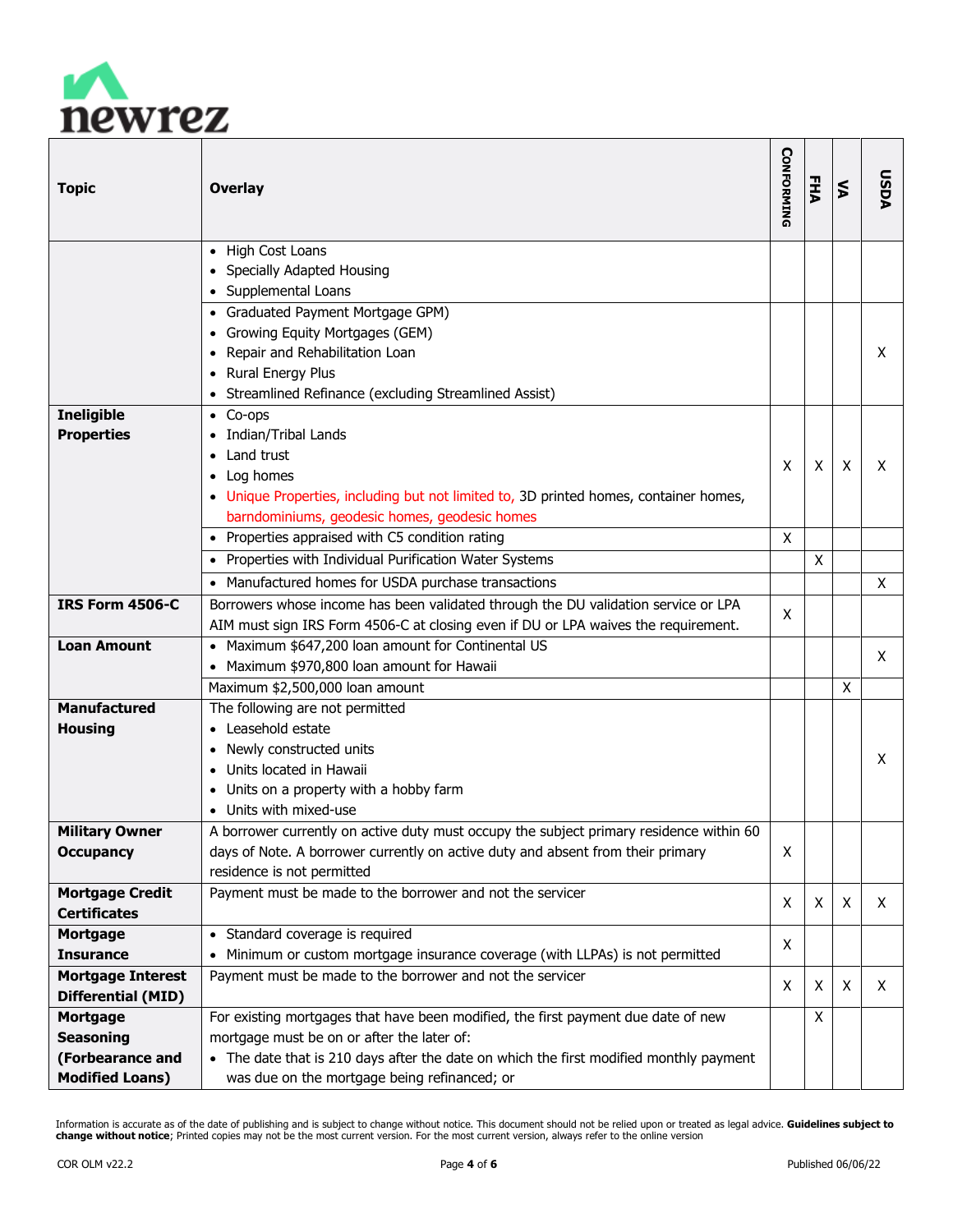| Topic | Overlay | CONFORMING | FHA | VA | USDA |
|---|---|---|---|---|---|
| | • High Cost Loans<br>• Specially Adapted Housing<br>• Supplemental Loans | | | | |
| | • Graduated Payment Mortgage GPM)<br>• Growing Equity Mortgages (GEM)<br>• Repair and Rehabilitation Loan<br>• Rural Energy Plus<br>• Streamlined Refinance (excluding Streamlined Assist) | | | | X |
| **Ineligible Properties** | • Co-ops<br>• Indian/Tribal Lands<br>• Land trust<br>• Log homes<br>• Unique Properties, including but not limited to, 3D printed homes, container homes, barndominiums, geodesic homes, geodesic homes | X | X | X | X |
| | • Properties appraised with C5 condition rating | X | | | |
| | • Properties with Individual Purification Water Systems | | X | | |
| | • Manufactured homes for USDA purchase transactions | | | | X |
| **IRS Form 4506-C** | Borrowers whose income has been validated through the DU validation service or LPA AIM must sign IRS Form 4506-C at closing even if DU or LPA waives the requirement. | X | | | |
| **Loan Amount** | • Maximum $647,200 loan amount for Continental US<br>• Maximum $970,800 loan amount for Hawaii | | | | X |
| | Maximum $2,500,000 loan amount | | | X | |
| **Manufactured Housing** | The following are not permitted<br>• Leasehold estate<br>• Newly constructed units<br>• Units located in Hawaii<br>• Units on a property with a hobby farm<br>• Units with mixed-use | | | | X |
| **Military Owner Occupancy** | A borrower currently on active duty must occupy the subject primary residence within 60 days of Note. A borrower currently on active duty and absent from their primary residence is not permitted | X | | | |
| **Mortgage Credit Certificates** | Payment must be made to the borrower and not the servicer | X | X | X | X |
| **Mortgage Insurance** | • Standard coverage is required<br>• Minimum or custom mortgage insurance coverage (with LLPAs) is not permitted | X | | | |
| **Mortgage Interest Differential (MID)** | Payment must be made to the borrower and not the servicer | X | X | X | X |
| **Mortgage Seasoning (Forbearance and Modified Loans)** | For existing mortgages that have been modified, the first payment due date of new mortgage must be on or after the later of:<br>• The date that is 210 days after the date on which the first modified monthly payment was due on the mortgage being refinanced; or | | X | | |

Information is accurate as of the date of publishing and is subject to change without notice. This document should not be relied upon or treated as legal advice. **Guidelines subject to change without notice**; Printed copies may not be the most current version. For the most current version, always refer to the online version

COR OLM v22.2 — Published 06/06/22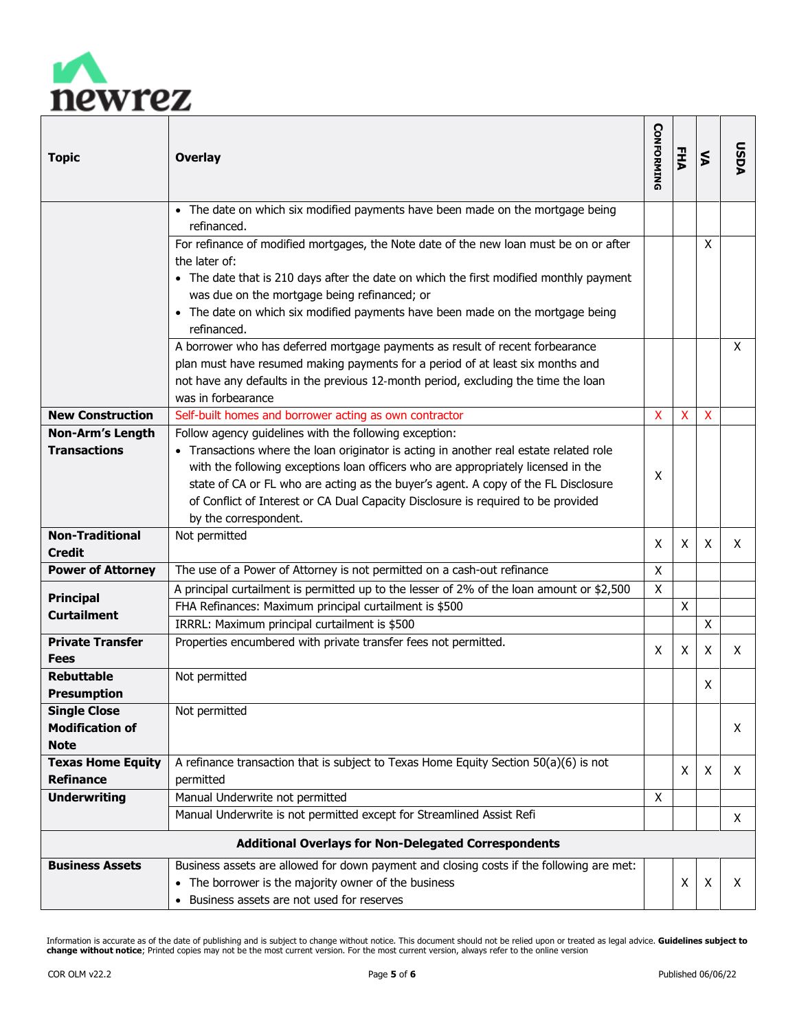| Topic | Overlay | CONFORMING | FHA | VA | USDA |
|---|---|---|---|---|---|
| | • The date on which six modified payments have been made on the mortgage being refinanced. | | | | |
| | For refinance of modified mortgages, the Note date of the new loan must be on or after the later of:<br>• The date that is 210 days after the date on which the first modified monthly payment was due on the mortgage being refinanced; or<br>• The date on which six modified payments have been made on the mortgage being refinanced. | | | X | |
| | A borrower who has deferred mortgage payments as result of recent forbearance plan must have resumed making payments for a period of at least six months and not have any defaults in the previous 12-month period, excluding the time the loan was in forbearance | | | | X |
| **New Construction** | Self-built homes and borrower acting as own contractor | X | X | X | |
| **Non-Arm's Length Transactions** | Follow agency guidelines with the following exception:<br>• Transactions where the loan originator is acting in another real estate related role with the following exceptions loan officers who are appropriately licensed in the state of CA or FL who are acting as the buyer's agent. A copy of the FL Disclosure of Conflict of Interest or CA Dual Capacity Disclosure is required to be provided by the correspondent. | X | | | |
| **Non-Traditional Credit** | Not permitted | X | X | X | X |
| **Power of Attorney** | The use of a Power of Attorney is not permitted on a cash-out refinance | X | | | |
| **Principal Curtailment** | A principal curtailment is permitted up to the lesser of 2% of the loan amount or $2,500 | X | | | |
| | FHA Refinances: Maximum principal curtailment is $500 | | X | | |
| | IRRRL: Maximum principal curtailment is $500 | | | X | |
| **Private Transfer Fees** | Properties encumbered with private transfer fees not permitted. | X | X | X | X |
| **Rebuttable Presumption** | Not permitted | | | X | |
| **Single Close Modification of Note** | Not permitted | | | | X |
| **Texas Home Equity Refinance** | A refinance transaction that is subject to Texas Home Equity Section 50(a)(6) is not permitted | | X | X | X |
| **Underwriting** | Manual Underwrite not permitted | X | | | |
| | Manual Underwrite is not permitted except for Streamlined Assist Refi | | | | X |
| **Additional Overlays for Non-Delegated Correspondents** | | | | | |
| **Business Assets** | Business assets are allowed for down payment and closing costs if the following are met:<br>• The borrower is the majority owner of the business<br>• Business assets are not used for reserves | | X | X | X |

Information is accurate as of the date of publishing and is subject to change without notice. This document should not be relied upon or treated as legal advice. **Guidelines subject to change without notice**; Printed copies may not be the most current version. For the most current version, always refer to the online version

COR OLM v22.2 — Published 06/06/22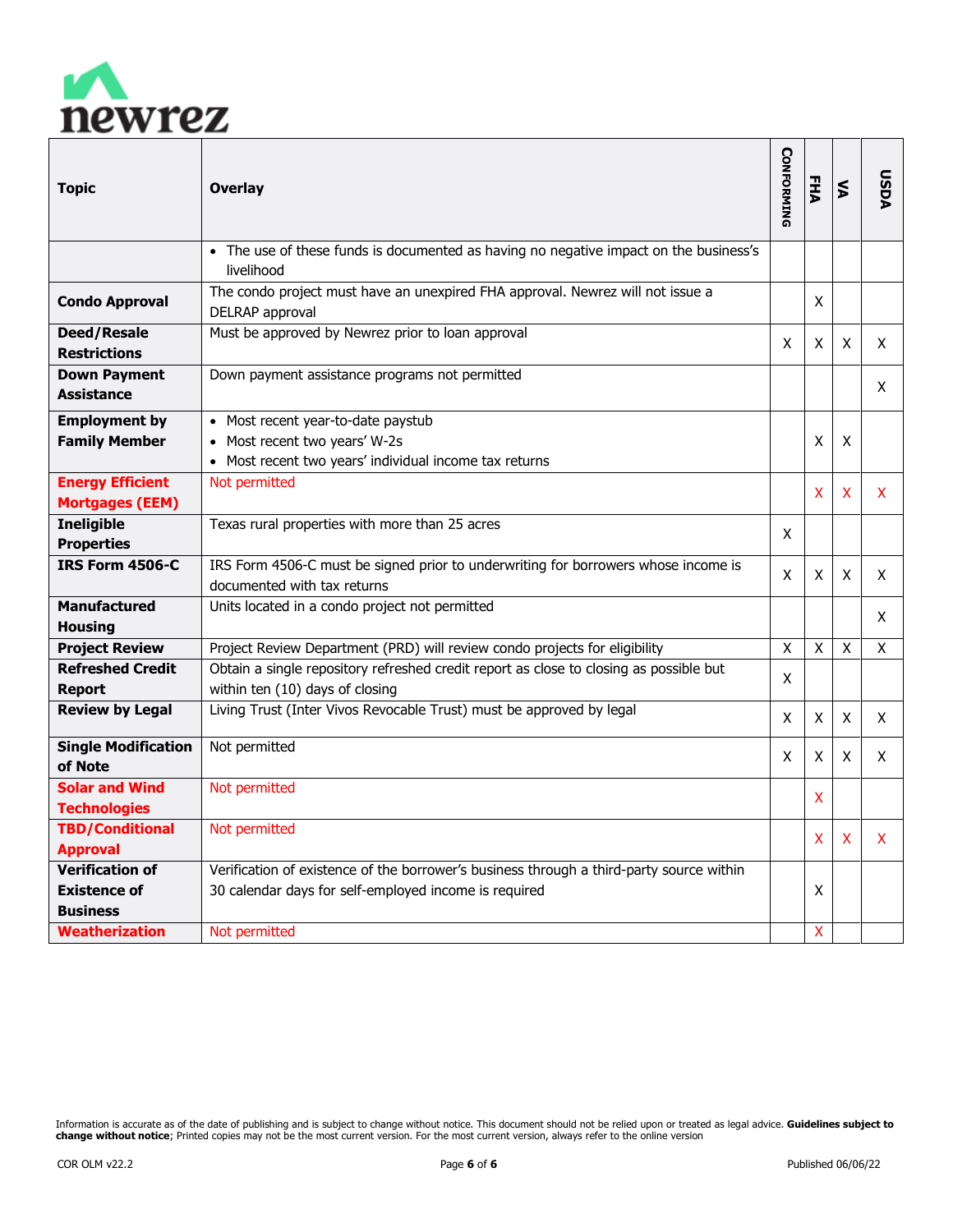| Topic | Overlay | CONFORMING | FHA | VA | USDA |
|---|---|---|---|---|---|
| | • The use of these funds is documented as having no negative impact on the business's livelihood | | | | |
| **Condo Approval** | The condo project must have an unexpired FHA approval. Newrez will not issue a DELRAP approval | | X | | |
| **Deed/Resale Restrictions** | Must be approved by Newrez prior to loan approval | X | X | X | X |
| **Down Payment Assistance** | Down payment assistance programs not permitted | | | | X |
| **Employment by Family Member** | • Most recent year-to-date paystub<br>• Most recent two years' W-2s<br>• Most recent two years' individual income tax returns | | X | X | |
| **Energy Efficient Mortgages (EEM)** | Not permitted | | X | X | X |
| **Ineligible Properties** | Texas rural properties with more than 25 acres | X | | | |
| **IRS Form 4506-C** | IRS Form 4506-C must be signed prior to underwriting for borrowers whose income is documented with tax returns | X | X | X | X |
| **Manufactured Housing** | Units located in a condo project not permitted | | | | X |
| **Project Review** | Project Review Department (PRD) will review condo projects for eligibility | X | X | X | X |
| **Refreshed Credit Report** | Obtain a single repository refreshed credit report as close to closing as possible but within ten (10) days of closing | X | | | |
| **Review by Legal** | Living Trust (Inter Vivos Revocable Trust) must be approved by legal | X | X | X | X |
| **Single Modification of Note** | Not permitted | X | X | X | X |
| **Solar and Wind Technologies** | Not permitted | | X | | |
| **TBD/Conditional Approval** | Not permitted | | X | X | X |
| **Verification of Existence of Business** | Verification of existence of the borrower's business through a third-party source within 30 calendar days for self-employed income is required | | X | | |
| **Weatherization** | Not permitted | | X | | |

Information is accurate as of the date of publishing and is subject to change without notice. This document should not be relied upon or treated as legal advice. **Guidelines subject to change without notice**; Printed copies may not be the most current version. For the most current version, always refer to the online version

COR OLM v22.2 Published 06/06/22